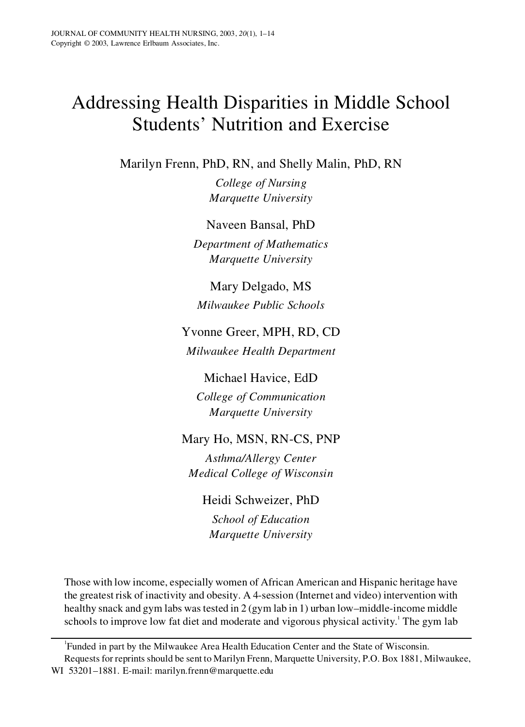# Addressing Health Disparities in Middle School Students' Nutrition and Exercise

Marilyn Frenn, PhD, RN, and Shelly Malin, PhD, RN

*College of Nursing*
*Marquette University*

Naveen Bansal, PhD

*Department of Mathematics*
*Marquette University*

Mary Delgado, MS

*Milwaukee Public Schools*

Yvonne Greer, MPH, RD, CD

*Milwaukee Health Department*

Michael Havice, EdD

*College of Communication*
*Marquette University*

Mary Ho, MSN, RN-CS, PNP

*Asthma/Allergy Center*
*Medical College of Wisconsin*

Heidi Schweizer, PhD

*School of Education*
*Marquette University*

Those with low income, especially women of African American and Hispanic heritage have the greatest risk of inactivity and obesity. A 4-session (Internet and video) intervention with healthy snack and gym labs was tested in 2 (gym lab in 1) urban low–middle-income middle schools to improve low fat diet and moderate and vigorous physical activity.[1] The gym lab

---

[1]Funded in part by the Milwaukee Area Health Education Center and the State of Wisconsin.

Requests for reprints should be sent to Marilyn Frenn, Marquette University, P.O. Box 1881, Milwaukee, WI 53201–1881. E-mail: marilyn.frenn@marquette.edu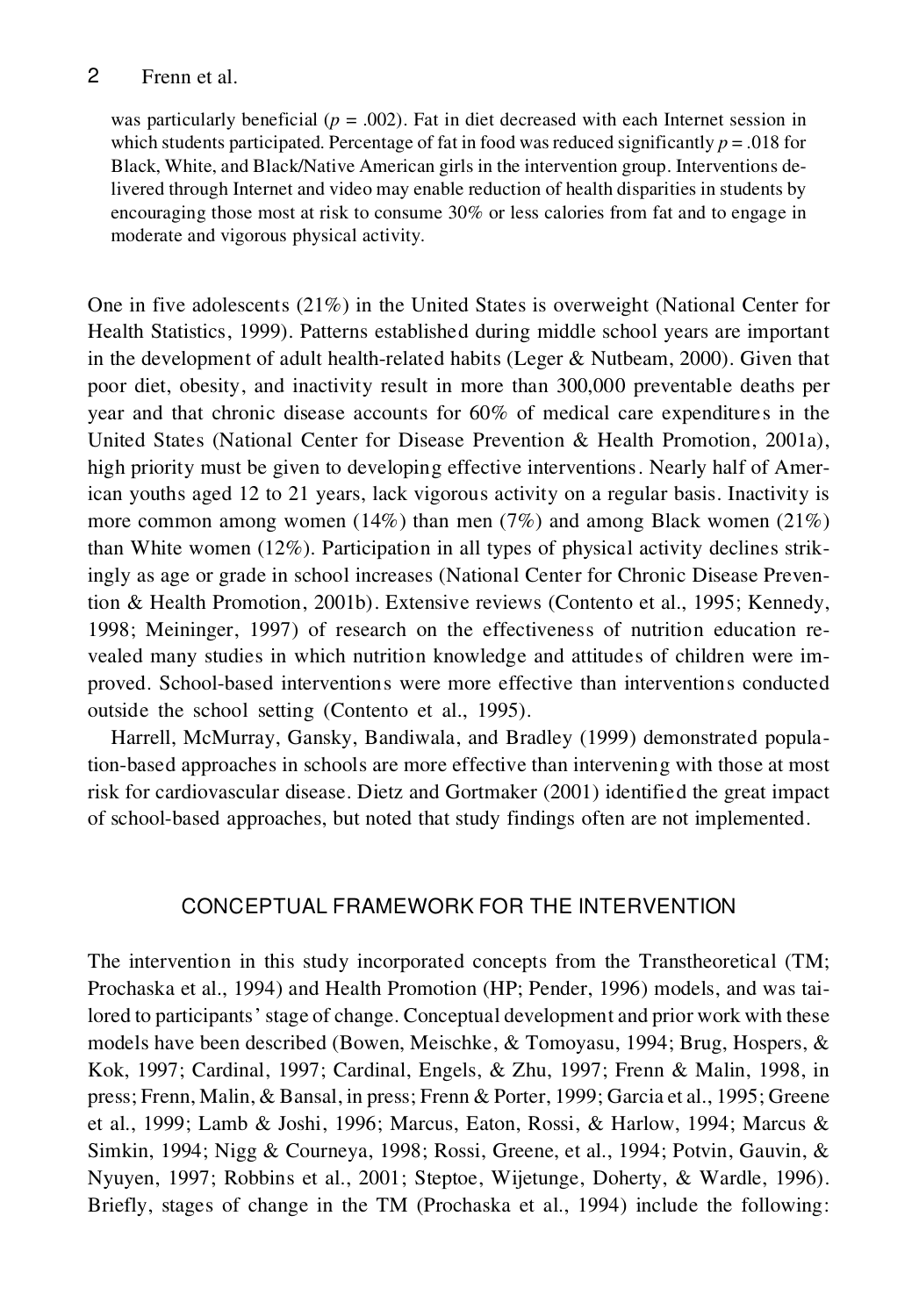was particularly beneficial ($p = .002$). Fat in diet decreased with each Internet session in which students participated. Percentage of fat in food was reduced significantly $p = .018$ for Black, White, and Black/Native American girls in the intervention group. Interventions delivered through Internet and video may enable reduction of health disparities in students by encouraging those most at risk to consume 30% or less calories from fat and to engage in moderate and vigorous physical activity.

One in five adolescents (21%) in the United States is overweight (National Center for Health Statistics, 1999). Patterns established during middle school years are important in the development of adult health-related habits (Leger & Nutbeam, 2000). Given that poor diet, obesity, and inactivity result in more than 300,000 preventable deaths per year and that chronic disease accounts for 60% of medical care expenditures in the United States (National Center for Disease Prevention & Health Promotion, 2001a), high priority must be given to developing effective interventions. Nearly half of American youths aged 12 to 21 years, lack vigorous activity on a regular basis. Inactivity is more common among women (14%) than men (7%) and among Black women (21%) than White women (12%). Participation in all types of physical activity declines strikingly as age or grade in school increases (National Center for Chronic Disease Prevention & Health Promotion, 2001b). Extensive reviews (Contento et al., 1995; Kennedy, 1998; Meininger, 1997) of research on the effectiveness of nutrition education revealed many studies in which nutrition knowledge and attitudes of children were improved. School-based interventions were more effective than interventions conducted outside the school setting (Contento et al., 1995).

Harrell, McMurray, Gansky, Bandiwala, and Bradley (1999) demonstrated population-based approaches in schools are more effective than intervening with those at most risk for cardiovascular disease. Dietz and Gortmaker (2001) identified the great impact of school-based approaches, but noted that study findings often are not implemented.

## CONCEPTUAL FRAMEWORK FOR THE INTERVENTION

The intervention in this study incorporated concepts from the Transtheoretical (TM; Prochaska et al., 1994) and Health Promotion (HP; Pender, 1996) models, and was tailored to participants' stage of change. Conceptual development and prior work with these models have been described (Bowen, Meischke, & Tomoyasu, 1994; Brug, Hospers, & Kok, 1997; Cardinal, 1997; Cardinal, Engels, & Zhu, 1997; Frenn & Malin, 1998, in press; Frenn, Malin, & Bansal, in press; Frenn & Porter, 1999; Garcia et al., 1995; Greene et al., 1999; Lamb & Joshi, 1996; Marcus, Eaton, Rossi, & Harlow, 1994; Marcus & Simkin, 1994; Nigg & Courneya, 1998; Rossi, Greene, et al., 1994; Potvin, Gauvin, & Nyuyen, 1997; Robbins et al., 2001; Steptoe, Wijetunge, Doherty, & Wardle, 1996). Briefly, stages of change in the TM (Prochaska et al., 1994) include the following: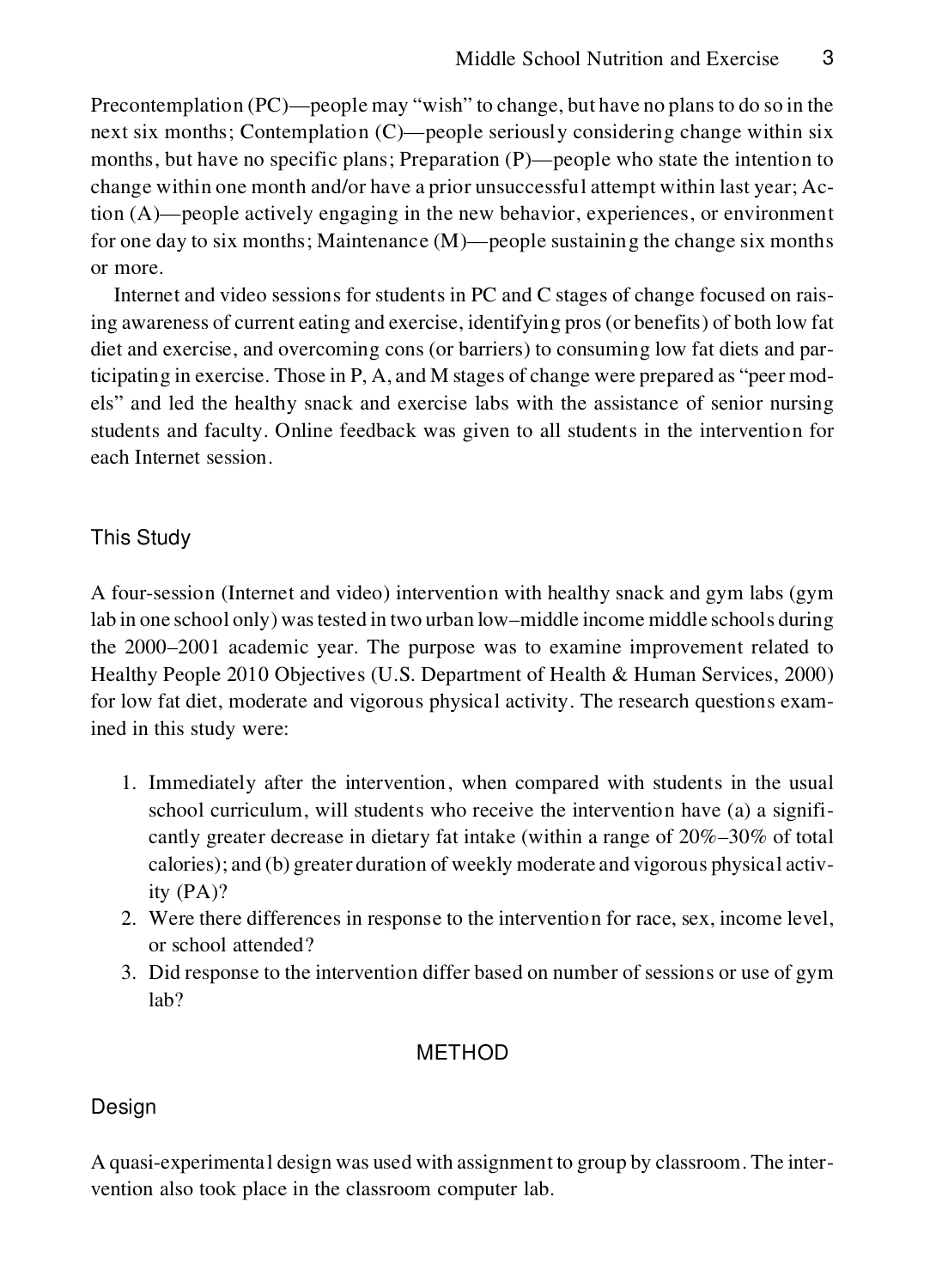Precontemplation (PC)—people may "wish" to change, but have no plans to do so in the next six months; Contemplation (C)—people seriously considering change within six months, but have no specific plans; Preparation (P)—people who state the intention to change within one month and/or have a prior unsuccessful attempt within last year; Action (A)—people actively engaging in the new behavior, experiences, or environment for one day to six months; Maintenance (M)—people sustaining the change six months or more.

Internet and video sessions for students in PC and C stages of change focused on raising awareness of current eating and exercise, identifying pros (or benefits) of both low fat diet and exercise, and overcoming cons (or barriers) to consuming low fat diets and participating in exercise. Those in P, A, and M stages of change were prepared as "peer models" and led the healthy snack and exercise labs with the assistance of senior nursing students and faculty. Online feedback was given to all students in the intervention for each Internet session.

### This Study

A four-session (Internet and video) intervention with healthy snack and gym labs (gym lab in one school only) was tested in two urban low–middle income middle schools during the 2000–2001 academic year. The purpose was to examine improvement related to Healthy People 2010 Objectives (U.S. Department of Health & Human Services, 2000) for low fat diet, moderate and vigorous physical activity. The research questions examined in this study were:

1. Immediately after the intervention, when compared with students in the usual school curriculum, will students who receive the intervention have (a) a significantly greater decrease in dietary fat intake (within a range of 20%–30% of total calories); and (b) greater duration of weekly moderate and vigorous physical activity (PA)?
2. Were there differences in response to the intervention for race, sex, income level, or school attended?
3. Did response to the intervention differ based on number of sessions or use of gym lab?

## METHOD

### Design

A quasi-experimental design was used with assignment to group by classroom. The intervention also took place in the classroom computer lab.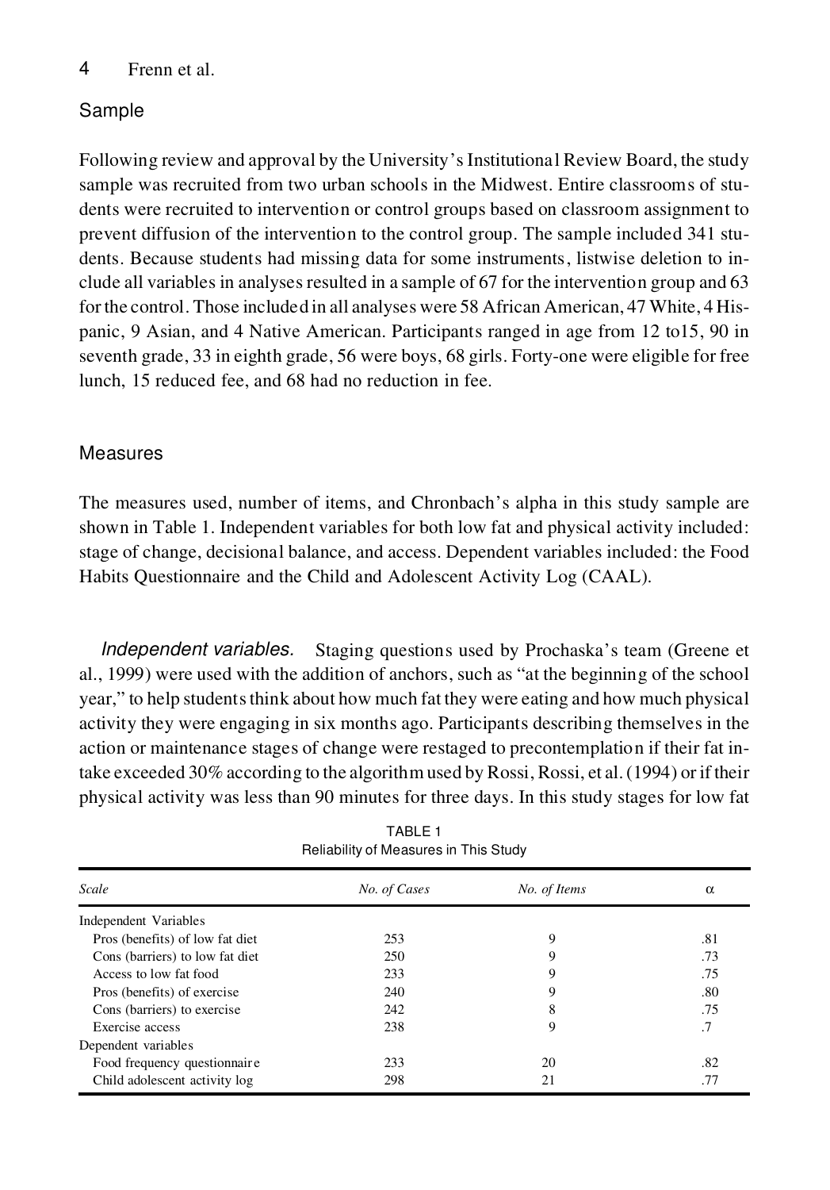## Sample

Following review and approval by the University's Institutional Review Board, the study sample was recruited from two urban schools in the Midwest. Entire classrooms of students were recruited to intervention or control groups based on classroom assignment to prevent diffusion of the intervention to the control group. The sample included 341 students. Because students had missing data for some instruments, listwise deletion to include all variables in analyses resulted in a sample of 67 for the intervention group and 63 for the control. Those included in all analyses were 58 African American, 47 White, 4 Hispanic, 9 Asian, and 4 Native American. Participants ranged in age from 12 to15, 90 in seventh grade, 33 in eighth grade, 56 were boys, 68 girls. Forty-one were eligible for free lunch, 15 reduced fee, and 68 had no reduction in fee.

## Measures

The measures used, number of items, and Chronbach's alpha in this study sample are shown in Table 1. Independent variables for both low fat and physical activity included: stage of change, decisional balance, and access. Dependent variables included: the Food Habits Questionnaire and the Child and Adolescent Activity Log (CAAL).

*Independent variables.* Staging questions used by Prochaska's team (Greene et al., 1999) were used with the addition of anchors, such as "at the beginning of the school year," to help students think about how much fat they were eating and how much physical activity they were engaging in six months ago. Participants describing themselves in the action or maintenance stages of change were restaged to precontemplation if their fat intake exceeded 30% according to the algorithm used by Rossi, Rossi, et al. (1994) or if their physical activity was less than 90 minutes for three days. In this study stages for low fat

TABLE 1
Reliability of Measures in This Study

| *Scale* | *No. of Cases* | *No. of Items* | $\alpha$ |
|---|---|---|---|
| Independent Variables | | | |
| Pros (benefits) of low fat diet | 253 | 9 | .81 |
| Cons (barriers) to low fat diet | 250 | 9 | .73 |
| Access to low fat food | 233 | 9 | .75 |
| Pros (benefits) of exercise | 240 | 9 | .80 |
| Cons (barriers) to exercise | 242 | 8 | .75 |
| Exercise access | 238 | 9 | .7 |
| Dependent variables | | | |
| Food frequency questionnaire | 233 | 20 | .82 |
| Child adolescent activity log | 298 | 21 | .77 |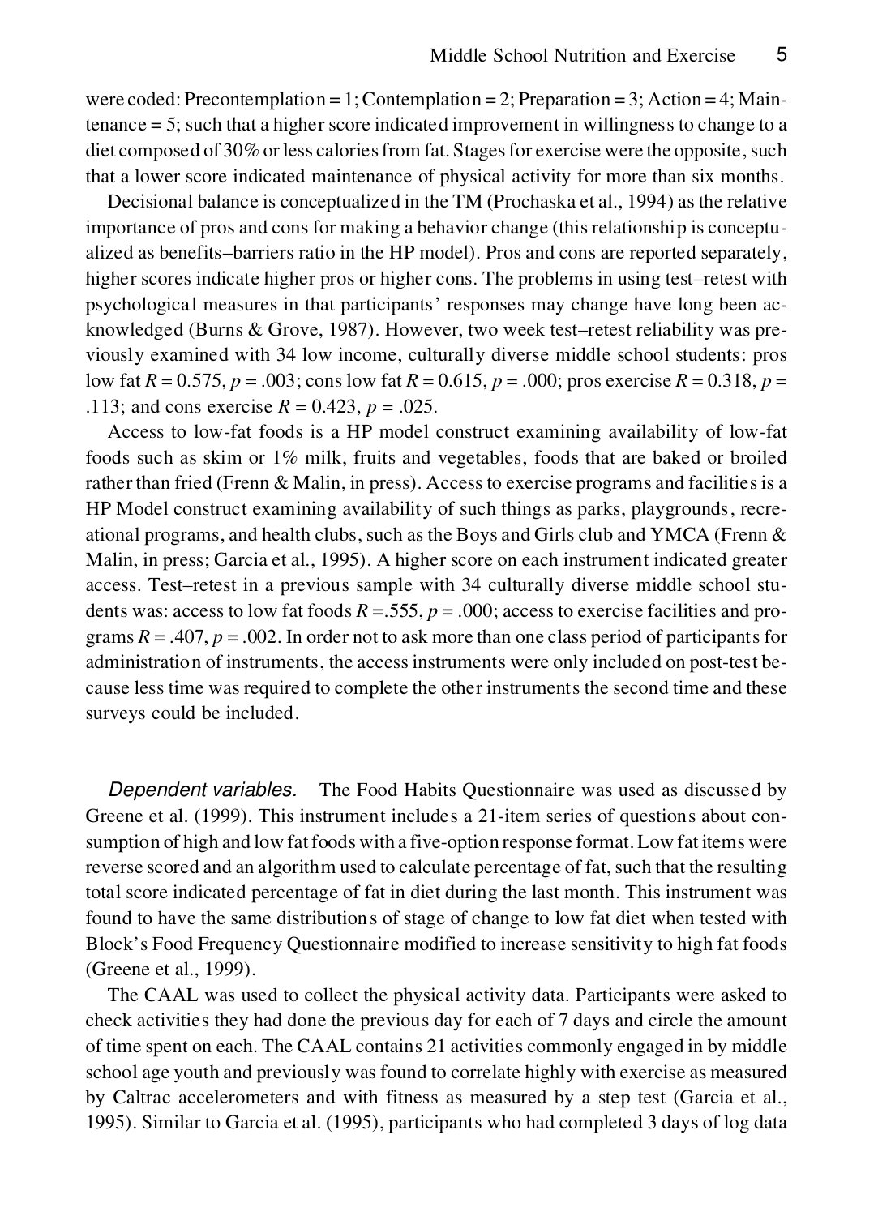were coded: Precontemplation = 1; Contemplation = 2; Preparation = 3; Action = 4; Maintenance = 5; such that a higher score indicated improvement in willingness to change to a diet composed of 30% or less calories from fat. Stages for exercise were the opposite, such that a lower score indicated maintenance of physical activity for more than six months.

Decisional balance is conceptualized in the TM (Prochaska et al., 1994) as the relative importance of pros and cons for making a behavior change (this relationship is conceptualized as benefits–barriers ratio in the HP model). Pros and cons are reported separately, higher scores indicate higher pros or higher cons. The problems in using test–retest with psychological measures in that participants' responses may change have long been acknowledged (Burns & Grove, 1987). However, two week test–retest reliability was previously examined with 34 low income, culturally diverse middle school students: pros low fat $R = 0.575$, $p = .003$; cons low fat $R = 0.615$, $p = .000$; pros exercise $R = 0.318$, $p = .113$; and cons exercise $R = 0.423$, $p = .025$.

Access to low-fat foods is a HP model construct examining availability of low-fat foods such as skim or 1% milk, fruits and vegetables, foods that are baked or broiled rather than fried (Frenn & Malin, in press). Access to exercise programs and facilities is a HP Model construct examining availability of such things as parks, playgrounds, recreational programs, and health clubs, such as the Boys and Girls club and YMCA (Frenn & Malin, in press; Garcia et al., 1995). A higher score on each instrument indicated greater access. Test–retest in a previous sample with 34 culturally diverse middle school students was: access to low fat foods $R = .555$, $p = .000$; access to exercise facilities and programs $R = .407$, $p = .002$. In order not to ask more than one class period of participants for administration of instruments, the access instruments were only included on post-test because less time was required to complete the other instruments the second time and these surveys could be included.

*Dependent variables.* The Food Habits Questionnaire was used as discussed by Greene et al. (1999). This instrument includes a 21-item series of questions about consumption of high and low fat foods with a five-option response format. Low fat items were reverse scored and an algorithm used to calculate percentage of fat, such that the resulting total score indicated percentage of fat in diet during the last month. This instrument was found to have the same distributions of stage of change to low fat diet when tested with Block's Food Frequency Questionnaire modified to increase sensitivity to high fat foods (Greene et al., 1999).

The CAAL was used to collect the physical activity data. Participants were asked to check activities they had done the previous day for each of 7 days and circle the amount of time spent on each. The CAAL contains 21 activities commonly engaged in by middle school age youth and previously was found to correlate highly with exercise as measured by Caltrac accelerometers and with fitness as measured by a step test (Garcia et al., 1995). Similar to Garcia et al. (1995), participants who had completed 3 days of log data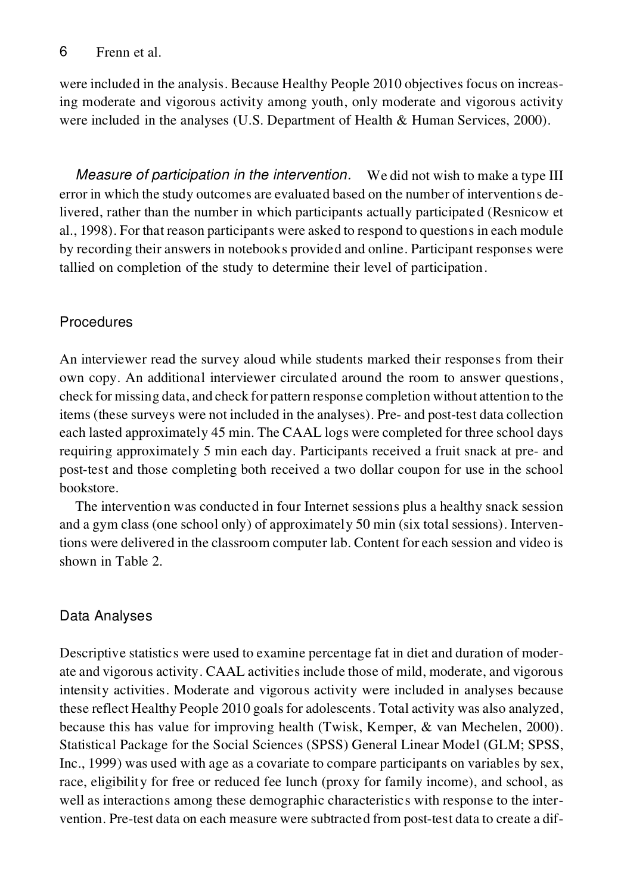were included in the analysis. Because Healthy People 2010 objectives focus on increasing moderate and vigorous activity among youth, only moderate and vigorous activity were included in the analyses (U.S. Department of Health & Human Services, 2000).

*Measure of participation in the intervention.* We did not wish to make a type III error in which the study outcomes are evaluated based on the number of interventions delivered, rather than the number in which participants actually participated (Resnicow et al., 1998). For that reason participants were asked to respond to questions in each module by recording their answers in notebooks provided and online. Participant responses were tallied on completion of the study to determine their level of participation.

## Procedures

An interviewer read the survey aloud while students marked their responses from their own copy. An additional interviewer circulated around the room to answer questions, check for missing data, and check for pattern response completion without attention to the items (these surveys were not included in the analyses). Pre- and post-test data collection each lasted approximately 45 min. The CAAL logs were completed for three school days requiring approximately 5 min each day. Participants received a fruit snack at pre- and post-test and those completing both received a two dollar coupon for use in the school bookstore.

The intervention was conducted in four Internet sessions plus a healthy snack session and a gym class (one school only) of approximately 50 min (six total sessions). Interventions were delivered in the classroom computer lab. Content for each session and video is shown in Table 2.

## Data Analyses

Descriptive statistics were used to examine percentage fat in diet and duration of moderate and vigorous activity. CAAL activities include those of mild, moderate, and vigorous intensity activities. Moderate and vigorous activity were included in analyses because these reflect Healthy People 2010 goals for adolescents. Total activity was also analyzed, because this has value for improving health (Twisk, Kemper, & van Mechelen, 2000). Statistical Package for the Social Sciences (SPSS) General Linear Model (GLM; SPSS, Inc., 1999) was used with age as a covariate to compare participants on variables by sex, race, eligibility for free or reduced fee lunch (proxy for family income), and school, as well as interactions among these demographic characteristics with response to the intervention. Pre-test data on each measure were subtracted from post-test data to create a dif-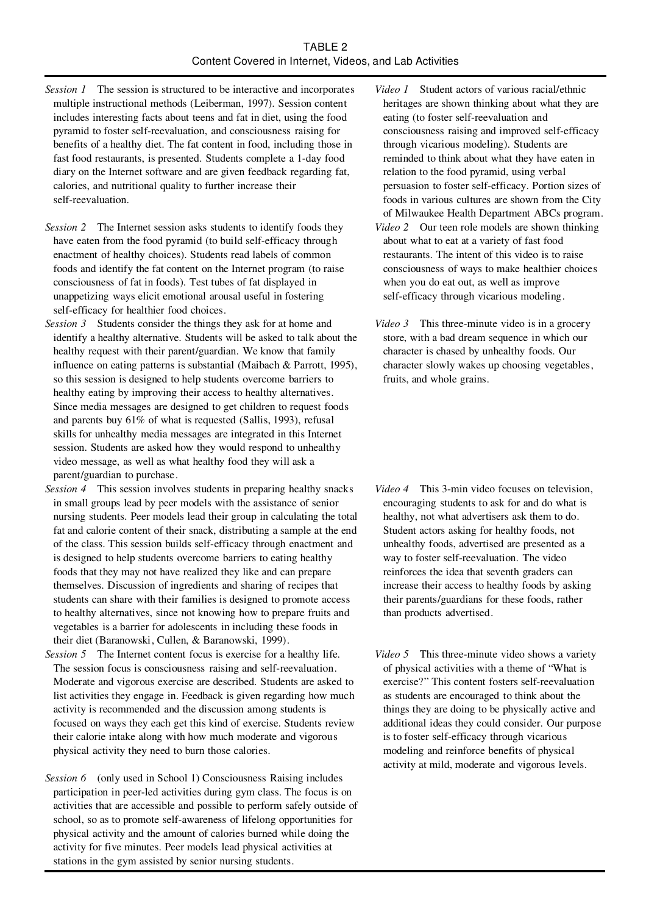TABLE 2
Content Covered in Internet, Videos, and Lab Activities

| | |
|---|---|
| *Session 1* The session is structured to be interactive and incorporates multiple instructional methods (Leiberman, 1997). Session content includes interesting facts about teens and fat in diet, using the food pyramid to foster self-reevaluation, and consciousness raising for benefits of a healthy diet. The fat content in food, including those in fast food restaurants, is presented. Students complete a 1-day food diary on the Internet software and are given feedback regarding fat, calories, and nutritional quality to further increase their self-reevaluation. | *Video 1* Student actors of various racial/ethnic heritages are shown thinking about what they are eating (to foster self-reevaluation and consciousness raising and improved self-efficacy through vicarious modeling). Students are reminded to think about what they have eaten in relation to the food pyramid, using verbal persuasion to foster self-efficacy. Portion sizes of foods in various cultures are shown from the City of Milwaukee Health Department ABCs program. |
| *Session 2* The Internet session asks students to identify foods they have eaten from the food pyramid (to build self-efficacy through enactment of healthy choices). Students read labels of common foods and identify the fat content on the Internet program (to raise consciousness of fat in foods). Test tubes of fat displayed in unappetizing ways elicit emotional arousal useful in fostering self-efficacy for healthier food choices. | *Video 2* Our teen role models are shown thinking about what to eat at a variety of fast food restaurants. The intent of this video is to raise consciousness of ways to make healthier choices when you do eat out, as well as improve self-efficacy through vicarious modeling. |
| *Session 3* Students consider the things they ask for at home and identify a healthy alternative. Students will be asked to talk about the healthy request with their parent/guardian. We know that family influence on eating patterns is substantial (Maibach & Parrott, 1995), so this session is designed to help students overcome barriers to healthy eating by improving their access to healthy alternatives. Since media messages are designed to get children to request foods and parents buy 61% of what is requested (Sallis, 1993), refusal skills for unhealthy media messages are integrated in this Internet session. Students are asked how they would respond to unhealthy video message, as well as what healthy food they will ask a parent/guardian to purchase. | *Video 3* This three-minute video is in a grocery store, with a bad dream sequence in which our character is chased by unhealthy foods. Our character slowly wakes up choosing vegetables, fruits, and whole grains. |
| *Session 4* This session involves students in preparing healthy snacks in small groups lead by peer models with the assistance of senior nursing students. Peer models lead their group in calculating the total fat and calorie content of their snack, distributing a sample at the end of the class. This session builds self-efficacy through enactment and is designed to help students overcome barriers to eating healthy foods that they may not have realized they like and can prepare themselves. Discussion of ingredients and sharing of recipes that students can share with their families is designed to promote access to healthy alternatives, since not knowing how to prepare fruits and vegetables is a barrier for adolescents in including these foods in their diet (Baranowski, Cullen, & Baranowski, 1999). | *Video 4* This 3-min video focuses on television, encouraging students to ask for and do what is healthy, not what advertisers ask them to do. Student actors asking for healthy foods, not unhealthy foods, advertised are presented as a way to foster self-reevaluation. The video reinforces the idea that seventh graders can increase their access to healthy foods by asking their parents/guardians for these foods, rather than products advertised. |
| *Session 5* The Internet content focus is exercise for a healthy life. The session focus is consciousness raising and self-reevaluation. Moderate and vigorous exercise are described. Students are asked to list activities they engage in. Feedback is given regarding how much activity is recommended and the discussion among students is focused on ways they each get this kind of exercise. Students review their calorie intake along with how much moderate and vigorous physical activity they need to burn those calories. | *Video 5* This three-minute video shows a variety of physical activities with a theme of "What is exercise?" This content fosters self-reevaluation as students are encouraged to think about the things they are doing to be physically active and additional ideas they could consider. Our purpose is to foster self-efficacy through vicarious modeling and reinforce benefits of physical activity at mild, moderate and vigorous levels. |
| *Session 6* (only used in School 1) Consciousness Raising includes participation in peer-led activities during gym class. The focus is on activities that are accessible and possible to perform safely outside of school, so as to promote self-awareness of lifelong opportunities for physical activity and the amount of calories burned while doing the activity for five minutes. Peer models lead physical activities at stations in the gym assisted by senior nursing students. | |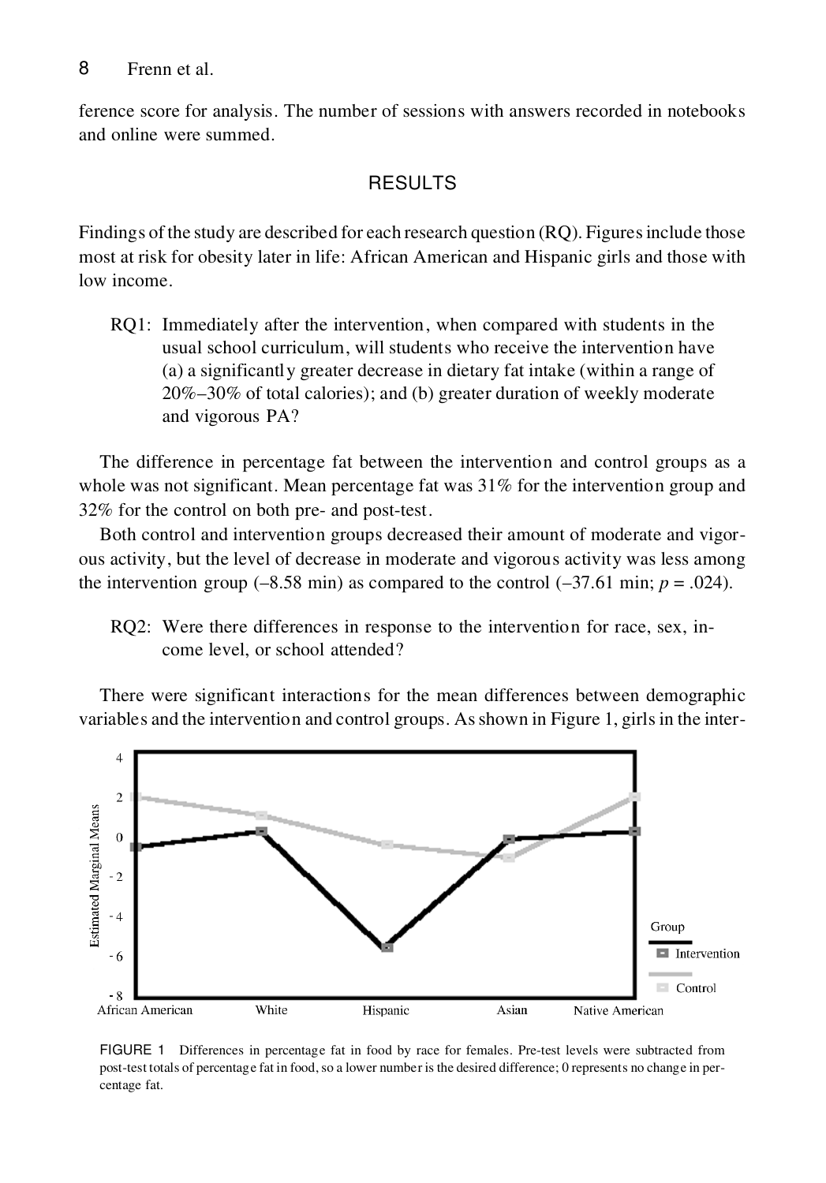ference score for analysis. The number of sessions with answers recorded in notebooks and online were summed.

## RESULTS

Findings of the study are described for each research question (RQ). Figures include those most at risk for obesity later in life: African American and Hispanic girls and those with low income.

> RQ1: Immediately after the intervention, when compared with students in the usual school curriculum, will students who receive the intervention have (a) a significantly greater decrease in dietary fat intake (within a range of 20%–30% of total calories); and (b) greater duration of weekly moderate and vigorous PA?

The difference in percentage fat between the intervention and control groups as a whole was not significant. Mean percentage fat was 31% for the intervention group and 32% for the control on both pre- and post-test.

Both control and intervention groups decreased their amount of moderate and vigorous activity, but the level of decrease in moderate and vigorous activity was less among the intervention group (–8.58 min) as compared to the control (–37.61 min; $p = .024$).

> RQ2: Were there differences in response to the intervention for race, sex, income level, or school attended?

There were significant interactions for the mean differences between demographic variables and the intervention and control groups. As shown in Figure 1, girls in the inter-

FIGURE 1 Differences in percentage fat in food by race for females. Pre-test levels were subtracted from post-test totals of percentage fat in food, so a lower number is the desired difference; 0 represents no change in percentage fat.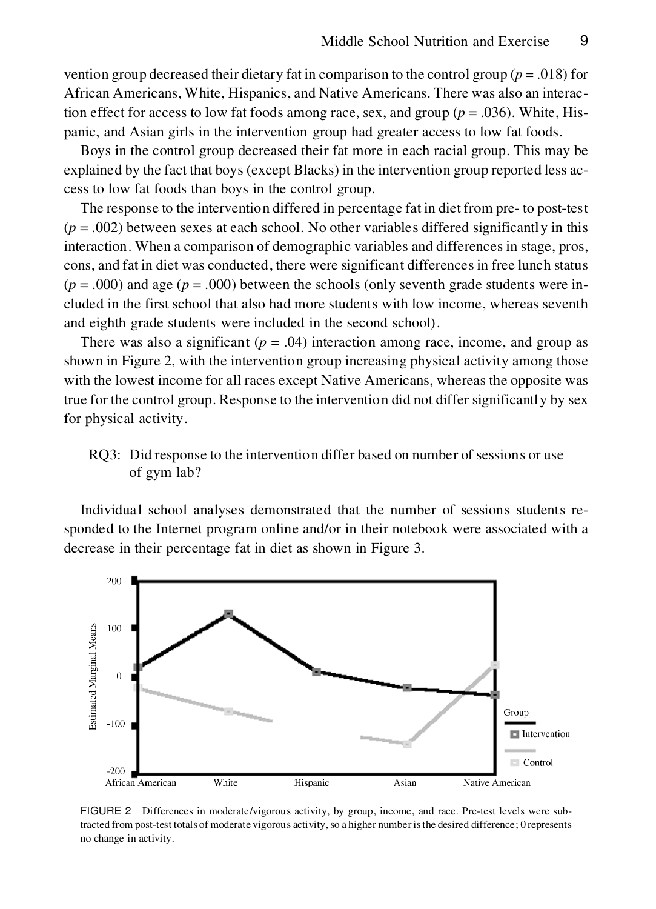vention group decreased their dietary fat in comparison to the control group ($p = .018$) for African Americans, White, Hispanics, and Native Americans. There was also an interaction effect for access to low fat foods among race, sex, and group ($p = .036$). White, Hispanic, and Asian girls in the intervention group had greater access to low fat foods.

Boys in the control group decreased their fat more in each racial group. This may be explained by the fact that boys (except Blacks) in the intervention group reported less access to low fat foods than boys in the control group.

The response to the intervention differed in percentage fat in diet from pre- to post-test ($p = .002$) between sexes at each school. No other variables differed significantly in this interaction. When a comparison of demographic variables and differences in stage, pros, cons, and fat in diet was conducted, there were significant differences in free lunch status ($p = .000$) and age ($p = .000$) between the schools (only seventh grade students were included in the first school that also had more students with low income, whereas seventh and eighth grade students were included in the second school).

There was also a significant ($p = .04$) interaction among race, income, and group as shown in Figure 2, with the intervention group increasing physical activity among those with the lowest income for all races except Native Americans, whereas the opposite was true for the control group. Response to the intervention did not differ significantly by sex for physical activity.

RQ3: Did response to the intervention differ based on number of sessions or use of gym lab?

Individual school analyses demonstrated that the number of sessions students responded to the Internet program online and/or in their notebook were associated with a decrease in their percentage fat in diet as shown in Figure 3.

FIGURE 2 Differences in moderate/vigorous activity, by group, income, and race. Pre-test levels were subtracted from post-test totals of moderate vigorous activity, so a higher number is the desired difference; 0 represents no change in activity.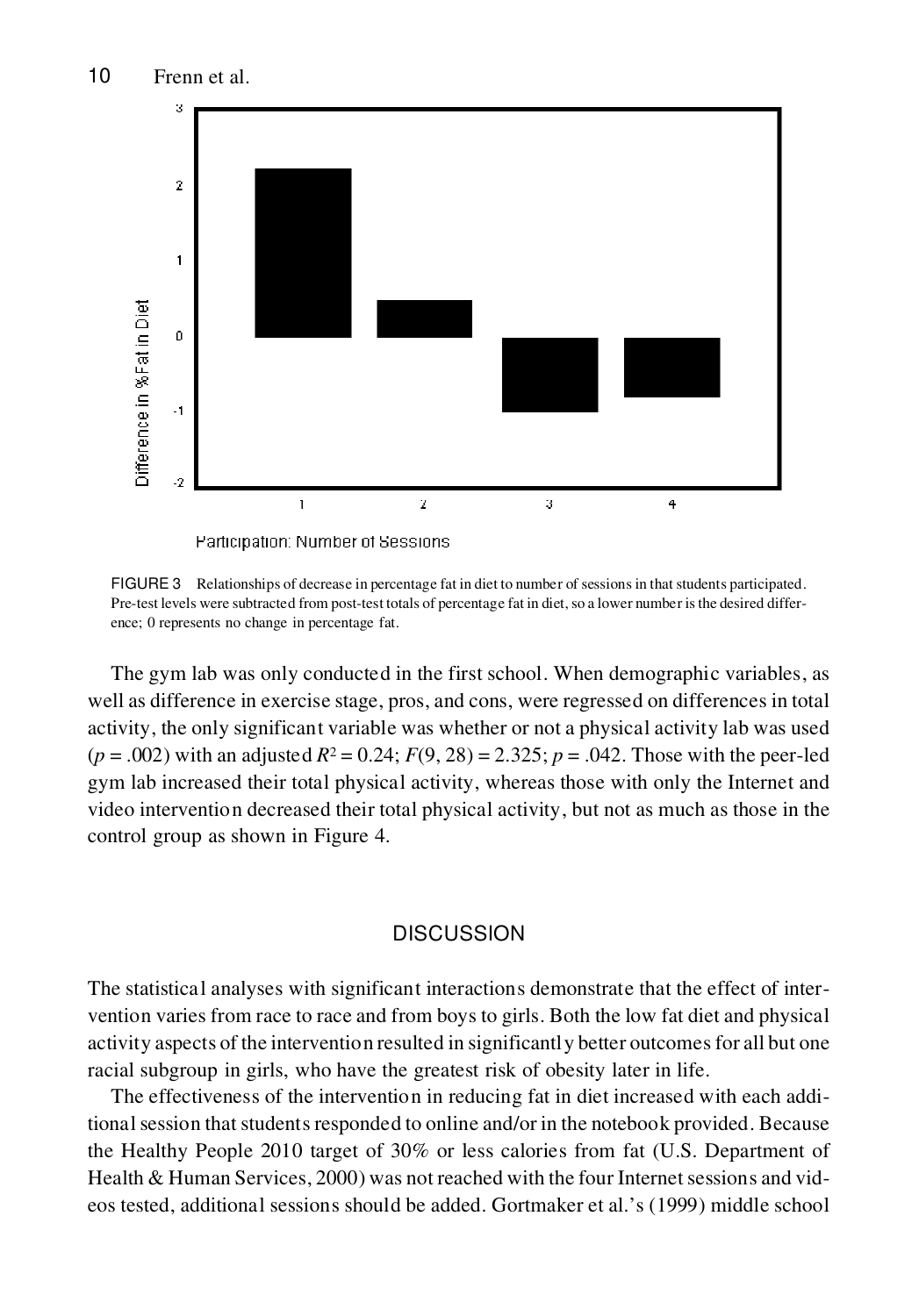FIGURE 3 Relationships of decrease in percentage fat in diet to number of sessions in that students participated. Pre-test levels were subtracted from post-test totals of percentage fat in diet, so a lower number is the desired difference; 0 represents no change in percentage fat.

The gym lab was only conducted in the first school. When demographic variables, as well as difference in exercise stage, pros, and cons, were regressed on differences in total activity, the only significant variable was whether or not a physical activity lab was used ($p = .002$) with an adjusted $R^2 = 0.24$; $F(9, 28) = 2.325$; $p = .042$. Those with the peer-led gym lab increased their total physical activity, whereas those with only the Internet and video intervention decreased their total physical activity, but not as much as those in the control group as shown in Figure 4.

## DISCUSSION

The statistical analyses with significant interactions demonstrate that the effect of intervention varies from race to race and from boys to girls. Both the low fat diet and physical activity aspects of the intervention resulted in significantly better outcomes for all but one racial subgroup in girls, who have the greatest risk of obesity later in life.

The effectiveness of the intervention in reducing fat in diet increased with each additional session that students responded to online and/or in the notebook provided. Because the Healthy People 2010 target of 30% or less calories from fat (U.S. Department of Health & Human Services, 2000) was not reached with the four Internet sessions and videos tested, additional sessions should be added. Gortmaker et al.'s (1999) middle school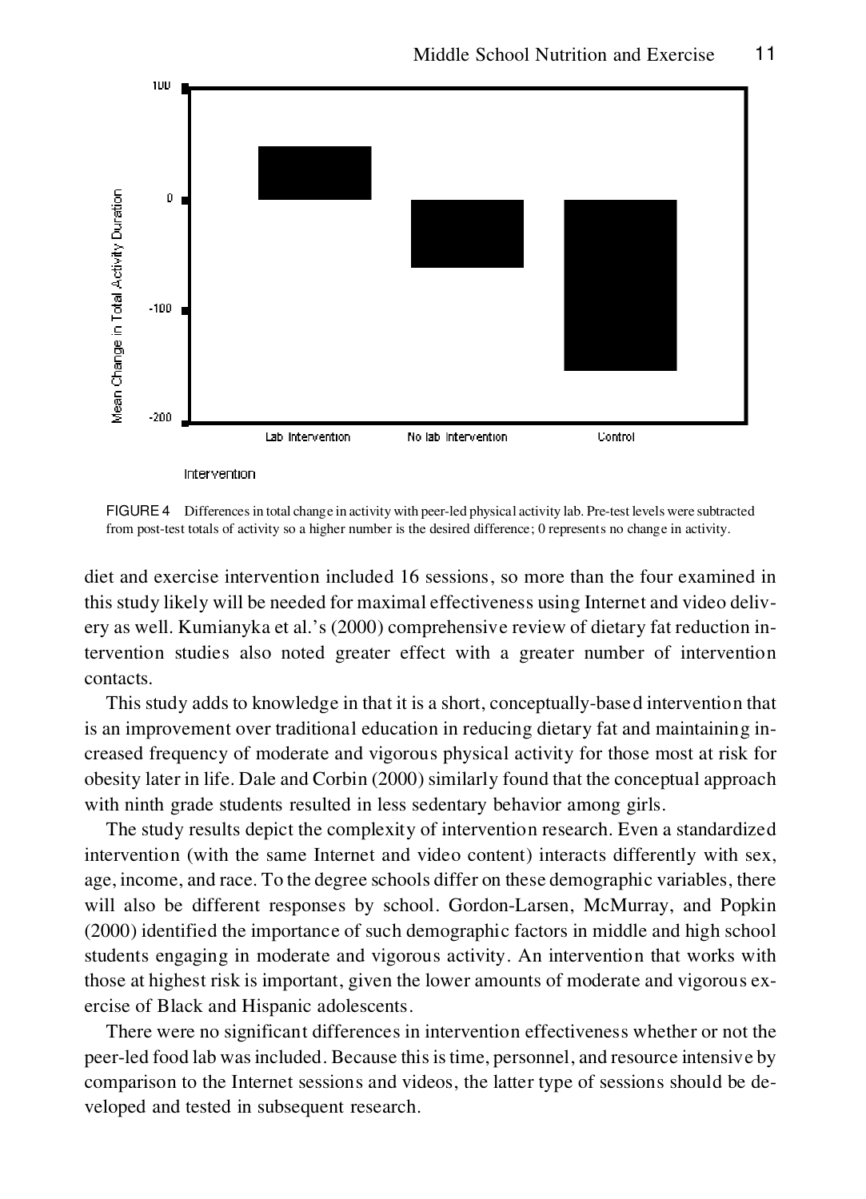FIGURE 4 Differences in total change in activity with peer-led physical activity lab. Pre-test levels were subtracted from post-test totals of activity so a higher number is the desired difference; 0 represents no change in activity.

diet and exercise intervention included 16 sessions, so more than the four examined in this study likely will be needed for maximal effectiveness using Internet and video delivery as well. Kumianyka et al.'s (2000) comprehensive review of dietary fat reduction intervention studies also noted greater effect with a greater number of intervention contacts.

This study adds to knowledge in that it is a short, conceptually-based intervention that is an improvement over traditional education in reducing dietary fat and maintaining increased frequency of moderate and vigorous physical activity for those most at risk for obesity later in life. Dale and Corbin (2000) similarly found that the conceptual approach with ninth grade students resulted in less sedentary behavior among girls.

The study results depict the complexity of intervention research. Even a standardized intervention (with the same Internet and video content) interacts differently with sex, age, income, and race. To the degree schools differ on these demographic variables, there will also be different responses by school. Gordon-Larsen, McMurray, and Popkin (2000) identified the importance of such demographic factors in middle and high school students engaging in moderate and vigorous activity. An intervention that works with those at highest risk is important, given the lower amounts of moderate and vigorous exercise of Black and Hispanic adolescents.

There were no significant differences in intervention effectiveness whether or not the peer-led food lab was included. Because this is time, personnel, and resource intensive by comparison to the Internet sessions and videos, the latter type of sessions should be developed and tested in subsequent research.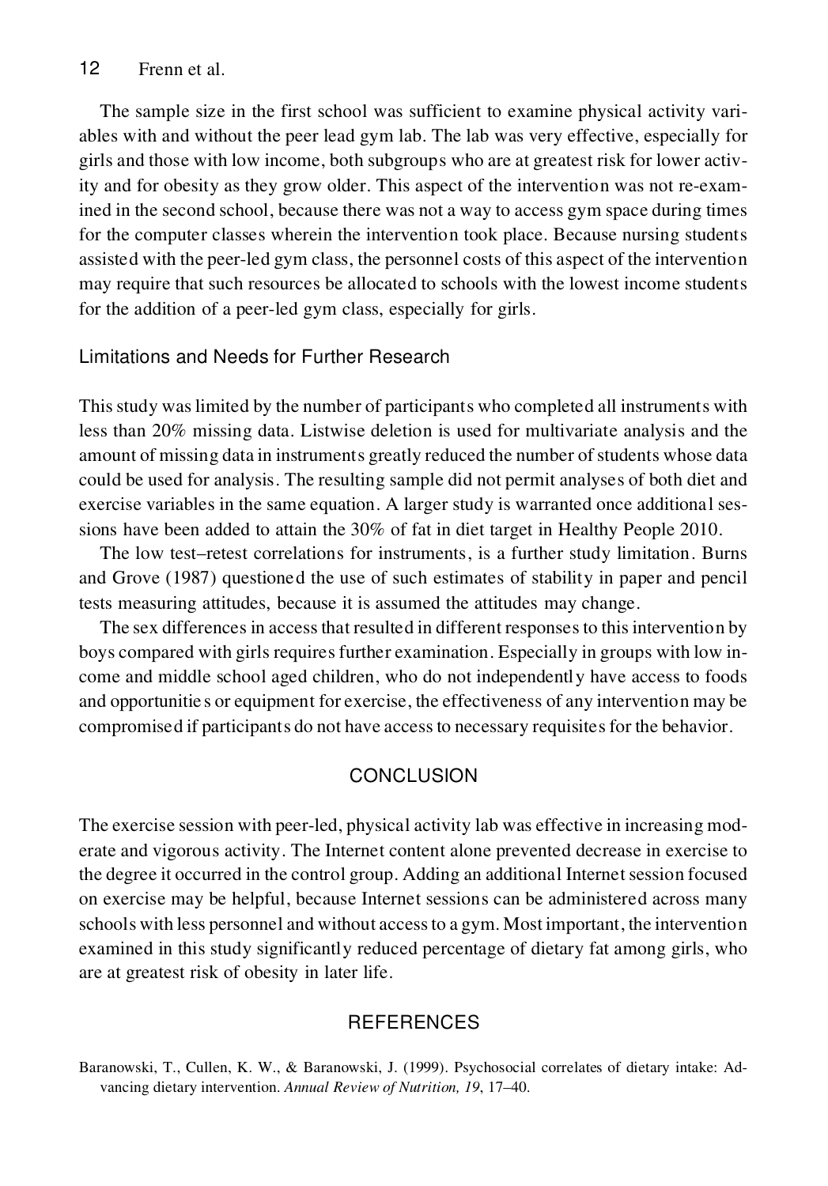The sample size in the first school was sufficient to examine physical activity variables with and without the peer lead gym lab. The lab was very effective, especially for girls and those with low income, both subgroups who are at greatest risk for lower activity and for obesity as they grow older. This aspect of the intervention was not re-examined in the second school, because there was not a way to access gym space during times for the computer classes wherein the intervention took place. Because nursing students assisted with the peer-led gym class, the personnel costs of this aspect of the intervention may require that such resources be allocated to schools with the lowest income students for the addition of a peer-led gym class, especially for girls.

### Limitations and Needs for Further Research

This study was limited by the number of participants who completed all instruments with less than 20% missing data. Listwise deletion is used for multivariate analysis and the amount of missing data in instruments greatly reduced the number of students whose data could be used for analysis. The resulting sample did not permit analyses of both diet and exercise variables in the same equation. A larger study is warranted once additional sessions have been added to attain the 30% of fat in diet target in Healthy People 2010.

The low test–retest correlations for instruments, is a further study limitation. Burns and Grove (1987) questioned the use of such estimates of stability in paper and pencil tests measuring attitudes, because it is assumed the attitudes may change.

The sex differences in access that resulted in different responses to this intervention by boys compared with girls requires further examination. Especially in groups with low income and middle school aged children, who do not independently have access to foods and opportunities or equipment for exercise, the effectiveness of any intervention may be compromised if participants do not have access to necessary requisites for the behavior.

## CONCLUSION

The exercise session with peer-led, physical activity lab was effective in increasing moderate and vigorous activity. The Internet content alone prevented decrease in exercise to the degree it occurred in the control group. Adding an additional Internet session focused on exercise may be helpful, because Internet sessions can be administered across many schools with less personnel and without access to a gym. Most important, the intervention examined in this study significantly reduced percentage of dietary fat among girls, who are at greatest risk of obesity in later life.

## REFERENCES

Baranowski, T., Cullen, K. W., & Baranowski, J. (1999). Psychosocial correlates of dietary intake: Advancing dietary intervention. *Annual Review of Nutrition, 19*, 17–40.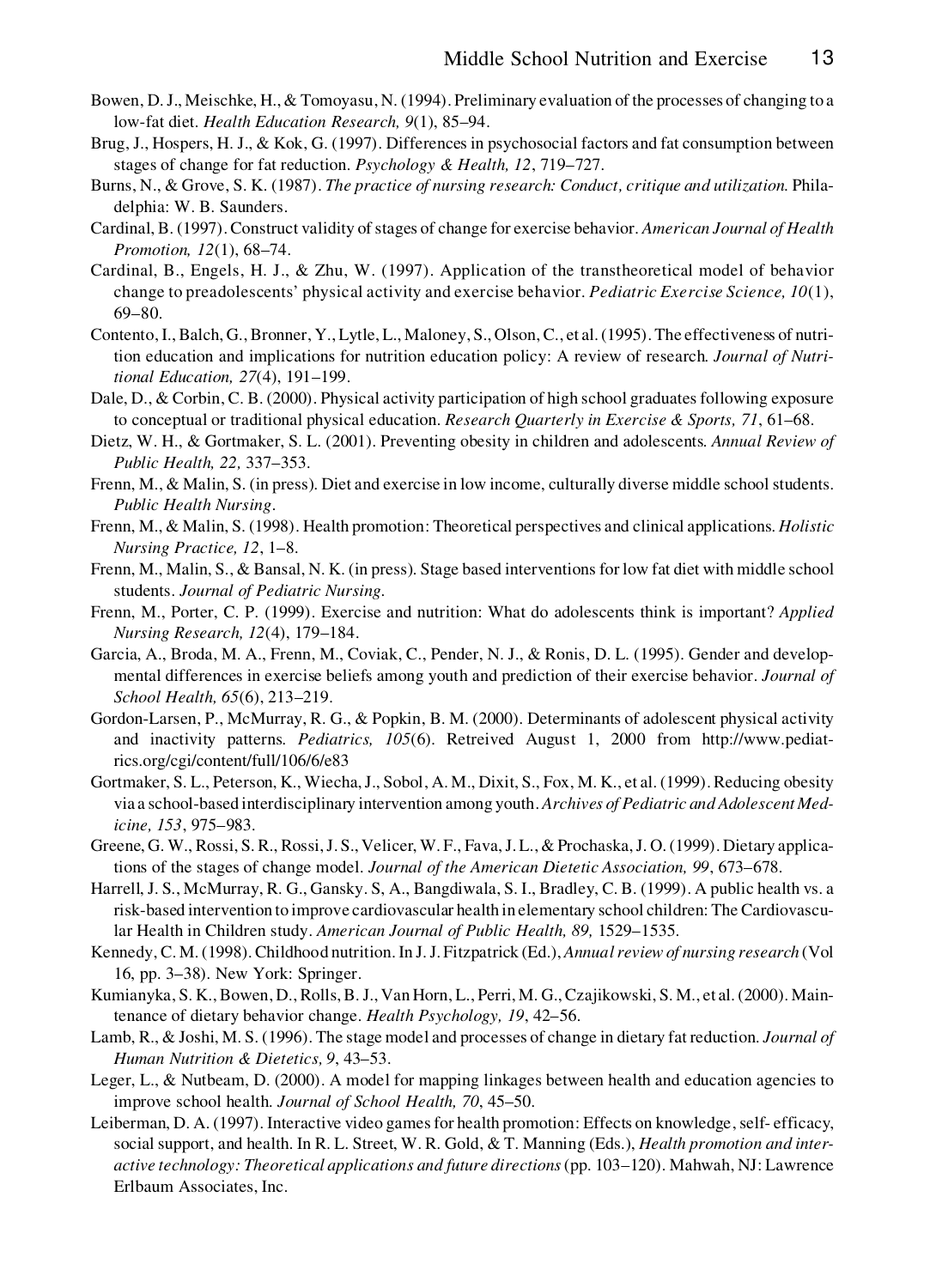Bowen, D. J., Meischke, H., & Tomoyasu, N. (1994). Preliminary evaluation of the processes of changing to a low-fat diet. *Health Education Research, 9*(1), 85–94.

Brug, J., Hospers, H. J., & Kok, G. (1997). Differences in psychosocial factors and fat consumption between stages of change for fat reduction. *Psychology & Health, 12*, 719–727.

Burns, N., & Grove, S. K. (1987). *The practice of nursing research: Conduct, critique and utilization*. Philadelphia: W. B. Saunders.

Cardinal, B. (1997). Construct validity of stages of change for exercise behavior. *American Journal of Health Promotion, 12*(1), 68–74.

Cardinal, B., Engels, H. J., & Zhu, W. (1997). Application of the transtheoretical model of behavior change to preadolescents' physical activity and exercise behavior. *Pediatric Exercise Science, 10*(1), 69–80.

Contento, I., Balch, G., Bronner, Y., Lytle, L., Maloney, S., Olson, C., et al. (1995). The effectiveness of nutrition education and implications for nutrition education policy: A review of research. *Journal of Nutritional Education, 27*(4), 191–199.

Dale, D., & Corbin, C. B. (2000). Physical activity participation of high school graduates following exposure to conceptual or traditional physical education. *Research Quarterly in Exercise & Sports, 71*, 61–68.

Dietz, W. H., & Gortmaker, S. L. (2001). Preventing obesity in children and adolescents. *Annual Review of Public Health, 22,* 337–353.

Frenn, M., & Malin, S. (in press). Diet and exercise in low income, culturally diverse middle school students. *Public Health Nursing*.

Frenn, M., & Malin, S. (1998). Health promotion: Theoretical perspectives and clinical applications. *Holistic Nursing Practice, 12*, 1–8.

Frenn, M., Malin, S., & Bansal, N. K. (in press). Stage based interventions for low fat diet with middle school students. *Journal of Pediatric Nursing*.

Frenn, M., Porter, C. P. (1999). Exercise and nutrition: What do adolescents think is important? *Applied Nursing Research, 12*(4), 179–184.

Garcia, A., Broda, M. A., Frenn, M., Coviak, C., Pender, N. J., & Ronis, D. L. (1995). Gender and developmental differences in exercise beliefs among youth and prediction of their exercise behavior. *Journal of School Health, 65*(6), 213–219.

Gordon-Larsen, P., McMurray, R. G., & Popkin, B. M. (2000). Determinants of adolescent physical activity and inactivity patterns. *Pediatrics, 105*(6). Retreived August 1, 2000 from http://www.pediatrics.org/cgi/content/full/106/6/e83

Gortmaker, S. L., Peterson, K., Wiecha, J., Sobol, A. M., Dixit, S., Fox, M. K., et al. (1999). Reducing obesity via a school-based interdisciplinary intervention among youth. *Archives of Pediatric and Adolescent Medicine, 153*, 975–983.

Greene, G. W., Rossi, S. R., Rossi, J. S., Velicer, W. F., Fava, J. L., & Prochaska, J. O. (1999). Dietary applications of the stages of change model. *Journal of the American Dietetic Association, 99*, 673–678.

Harrell, J. S., McMurray, R. G., Gansky. S, A., Bangdiwala, S. I., Bradley, C. B. (1999). A public health vs. a risk-based intervention to improve cardiovascular health in elementary school children: The Cardiovascular Health in Children study. *American Journal of Public Health, 89,* 1529–1535.

Kennedy, C. M. (1998). Childhood nutrition. In J. J. Fitzpatrick (Ed.), *Annual review of nursing research* (Vol 16, pp. 3–38). New York: Springer.

Kumianyka, S. K., Bowen, D., Rolls, B. J., Van Horn, L., Perri, M. G., Czajikowski, S. M., et al. (2000). Maintenance of dietary behavior change. *Health Psychology, 19*, 42–56.

Lamb, R., & Joshi, M. S. (1996). The stage model and processes of change in dietary fat reduction. *Journal of Human Nutrition & Dietetics, 9*, 43–53.

Leger, L., & Nutbeam, D. (2000). A model for mapping linkages between health and education agencies to improve school health. *Journal of School Health, 70*, 45–50.

Leiberman, D. A. (1997). Interactive video games for health promotion: Effects on knowledge, self- efficacy, social support, and health. In R. L. Street, W. R. Gold, & T. Manning (Eds.), *Health promotion and interactive technology: Theoretical applications and future directions* (pp. 103–120). Mahwah, NJ: Lawrence Erlbaum Associates, Inc.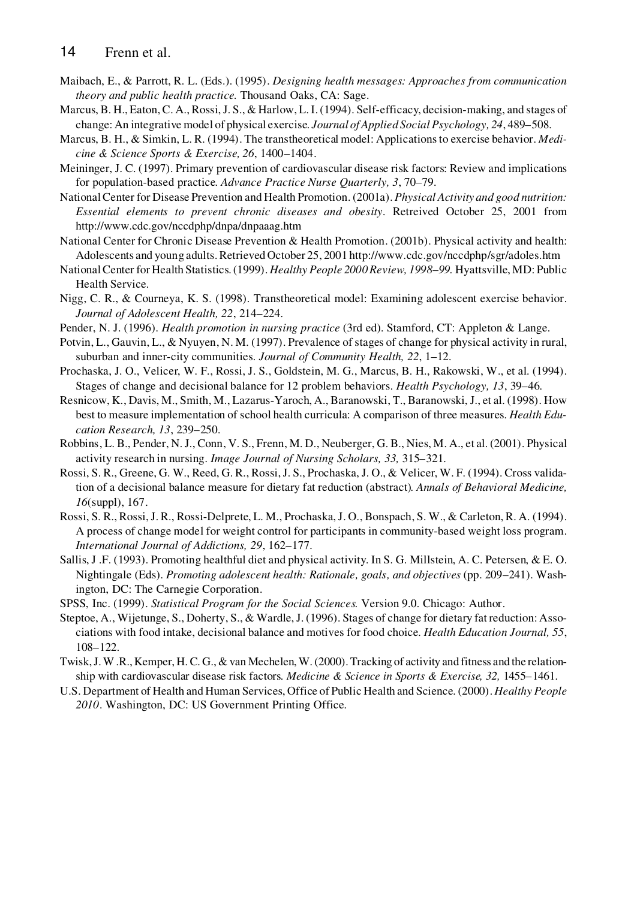Maibach, E., & Parrott, R. L. (Eds.). (1995). *Designing health messages: Approaches from communication theory and public health practice.* Thousand Oaks, CA: Sage.

Marcus, B. H., Eaton, C. A., Rossi, J. S., & Harlow, L. I. (1994). Self-efficacy, decision-making, and stages of change: An integrative model of physical exercise. *Journal of Applied Social Psychology, 24*, 489–508.

Marcus, B. H., & Simkin, L. R. (1994). The transtheoretical model: Applications to exercise behavior. *Medicine & Science Sports & Exercise, 26*, 1400–1404.

Meininger, J. C. (1997). Primary prevention of cardiovascular disease risk factors: Review and implications for population-based practice. *Advance Practice Nurse Quarterly, 3*, 70–79.

National Center for Disease Prevention and Health Promotion. (2001a). *Physical Activity and good nutrition: Essential elements to prevent chronic diseases and obesity*. Retreived October 25, 2001 from http://www.cdc.gov/nccdphp/dnpa/dnpaaag.htm

National Center for Chronic Disease Prevention & Health Promotion. (2001b). Physical activity and health: Adolescents and young adults. Retrieved October 25, 2001 http://www.cdc.gov/nccdphp/sgr/adoles.htm

National Center for Health Statistics. (1999). *Healthy People 2000 Review, 1998–99.* Hyattsville, MD: Public Health Service.

Nigg, C. R., & Courneya, K. S. (1998). Transtheoretical model: Examining adolescent exercise behavior. *Journal of Adolescent Health, 22*, 214–224.

Pender, N. J. (1996). *Health promotion in nursing practice* (3rd ed). Stamford, CT: Appleton & Lange.

Potvin, L., Gauvin, L., & Nyuyen, N. M. (1997). Prevalence of stages of change for physical activity in rural, suburban and inner-city communities. *Journal of Community Health, 22*, 1–12.

Prochaska, J. O., Velicer, W. F., Rossi, J. S., Goldstein, M. G., Marcus, B. H., Rakowski, W., et al. (1994). Stages of change and decisional balance for 12 problem behaviors. *Health Psychology, 13*, 39–46.

Resnicow, K., Davis, M., Smith, M., Lazarus-Yaroch, A., Baranowski, T., Baranowski, J., et al. (1998). How best to measure implementation of school health curricula: A comparison of three measures. *Health Education Research, 13*, 239–250.

Robbins, L. B., Pender, N. J., Conn, V. S., Frenn, M. D., Neuberger, G. B., Nies, M. A., et al. (2001). Physical activity research in nursing. *Image Journal of Nursing Scholars, 33,* 315–321.

Rossi, S. R., Greene, G. W., Reed, G. R., Rossi, J. S., Prochaska, J. O., & Velicer, W. F. (1994). Cross validation of a decisional balance measure for dietary fat reduction (abstract). *Annals of Behavioral Medicine, 16*(suppl), 167.

Rossi, S. R., Rossi, J. R., Rossi-Delprete, L. M., Prochaska, J. O., Bonspach, S. W., & Carleton, R. A. (1994). A process of change model for weight control for participants in community-based weight loss program. *International Journal of Addictions, 29*, 162–177.

Sallis, J .F. (1993). Promoting healthful diet and physical activity. In S. G. Millstein, A. C. Petersen, & E. O. Nightingale (Eds). *Promoting adolescent health: Rationale, goals, and objectives* (pp. 209–241). Washington, DC: The Carnegie Corporation.

SPSS, Inc. (1999). *Statistical Program for the Social Sciences.* Version 9.0. Chicago: Author.

Steptoe, A., Wijetunge, S., Doherty, S., & Wardle, J. (1996). Stages of change for dietary fat reduction: Associations with food intake, decisional balance and motives for food choice. *Health Education Journal, 55*, 108–122.

Twisk, J. W .R., Kemper, H. C. G., & van Mechelen, W. (2000). Tracking of activity and fitness and the relationship with cardiovascular disease risk factors. *Medicine & Science in Sports & Exercise, 32,* 1455–1461.

U.S. Department of Health and Human Services, Office of Public Health and Science. (2000). *Healthy People 2010*. Washington, DC: US Government Printing Office.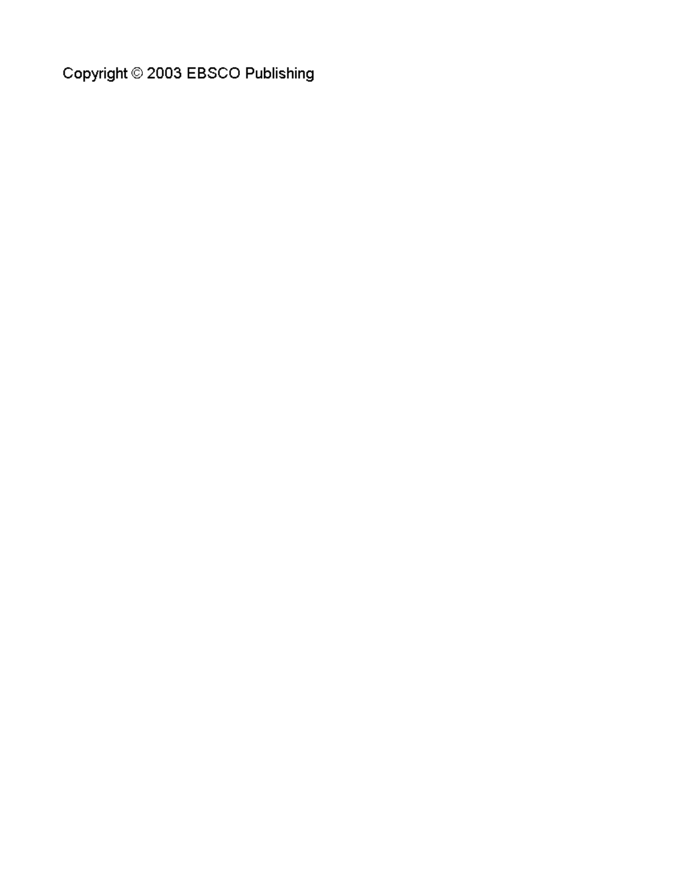Copyright © 2003 EBSCO Publishing